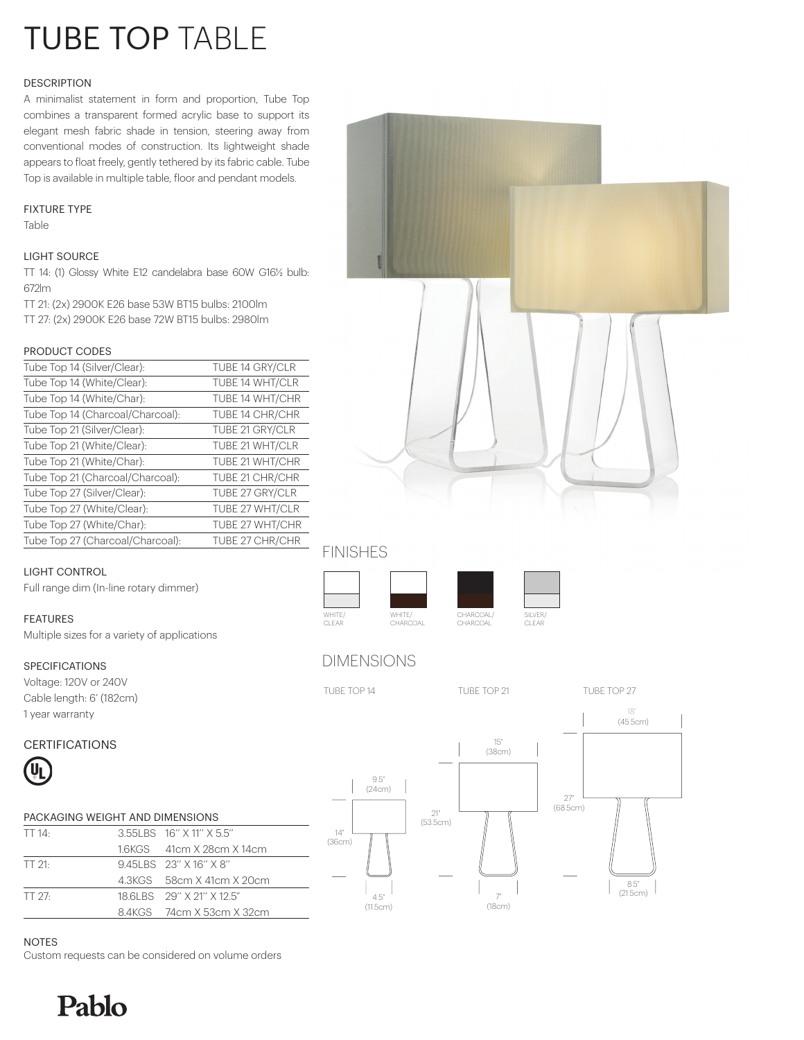# TUBE TOP TABLE

## DESCRIPTION

A minimalist statement in form and proportion, Tube Top combines a transparent formed acrylic base to support its elegant mesh fabric shade in tension, steering away from conventional modes of construction. Its lightweight shade appears to float freely, gently tethered by its fabric cable. Tube Top is available in multiple table, floor and pendant models.

## FIXTURE TYPE

Table

## LIGHT SOURCE

TT 14: (1) Glossy White E12 candelabra base 60W G16½ bulb: 672lm

TT 21: (2x) 2900K E26 base 53W BT15 bulbs: 2100lm

TT 27: (2x) 2900K E26 base 72W BT15 bulbs: 2980lm

## PRODUCT CODES

| | |
|---|---|
| Tube Top 14 (Silver/Clear): | TUBE 14 GRY/CLR |
| Tube Top 14 (White/Clear): | TUBE 14 WHT/CLR |
| Tube Top 14 (White/Char): | TUBE 14 WHT/CHR |
| Tube Top 14 (Charcoal/Charcoal): | TUBE 14 CHR/CHR |
| Tube Top 21 (Silver/Clear): | TUBE 21 GRY/CLR |
| Tube Top 21 (White/Clear): | TUBE 21 WHT/CLR |
| Tube Top 21 (White/Char): | TUBE 21 WHT/CHR |
| Tube Top 21 (Charcoal/Charcoal): | TUBE 21 CHR/CHR |
| Tube Top 27 (Silver/Clear): | TUBE 27 GRY/CLR |
| Tube Top 27 (White/Clear): | TUBE 27 WHT/CLR |
| Tube Top 27 (White/Char): | TUBE 27 WHT/CHR |
| Tube Top 27 (Charcoal/Charcoal): | TUBE 27 CHR/CHR |

## LIGHT CONTROL

Full range dim (In-line rotary dimmer)

## FEATURES

Multiple sizes for a variety of applications

## SPECIFICATIONS

Voltage: 120V or 240V
Cable length: 6' (182cm)
1 year warranty

## CERTIFICATIONS

UL

## PACKAGING WEIGHT AND DIMENSIONS

| | | |
|---|---|---|
| TT 14: | 3.55LBS | 16" X 11" X 5.5" |
| | 1.6KGS | 41cm X 28cm X 14cm |
| TT 21: | 9.45LBS | 23" X 16" X 8" |
| | 4.3KGS | 58cm X 41cm X 20cm |
| TT 27: | 18.6LBS | 29" X 21" X 12.5" |
| | 8.4KGS | 74cm X 53cm X 32cm |

## NOTES

Custom requests can be considered on volume orders

## FINISHES

WHITE/CLEAR · WHITE/CHARCOAL · CHARCOAL/CHARCOAL · SILVER/CLEAR

## DIMENSIONS

TUBE TOP 14: 9.5" (24cm) wide shade; 14" (36cm) high; 4.5" (11.5cm) base

TUBE TOP 21: 15" (38cm) wide shade; 21" (53.5cm) high; 7" (18cm) base

TUBE TOP 27: 18" (45.5cm) wide shade; 27" (68.5cm) high; 8.5" (21.5cm) base

**Pablo**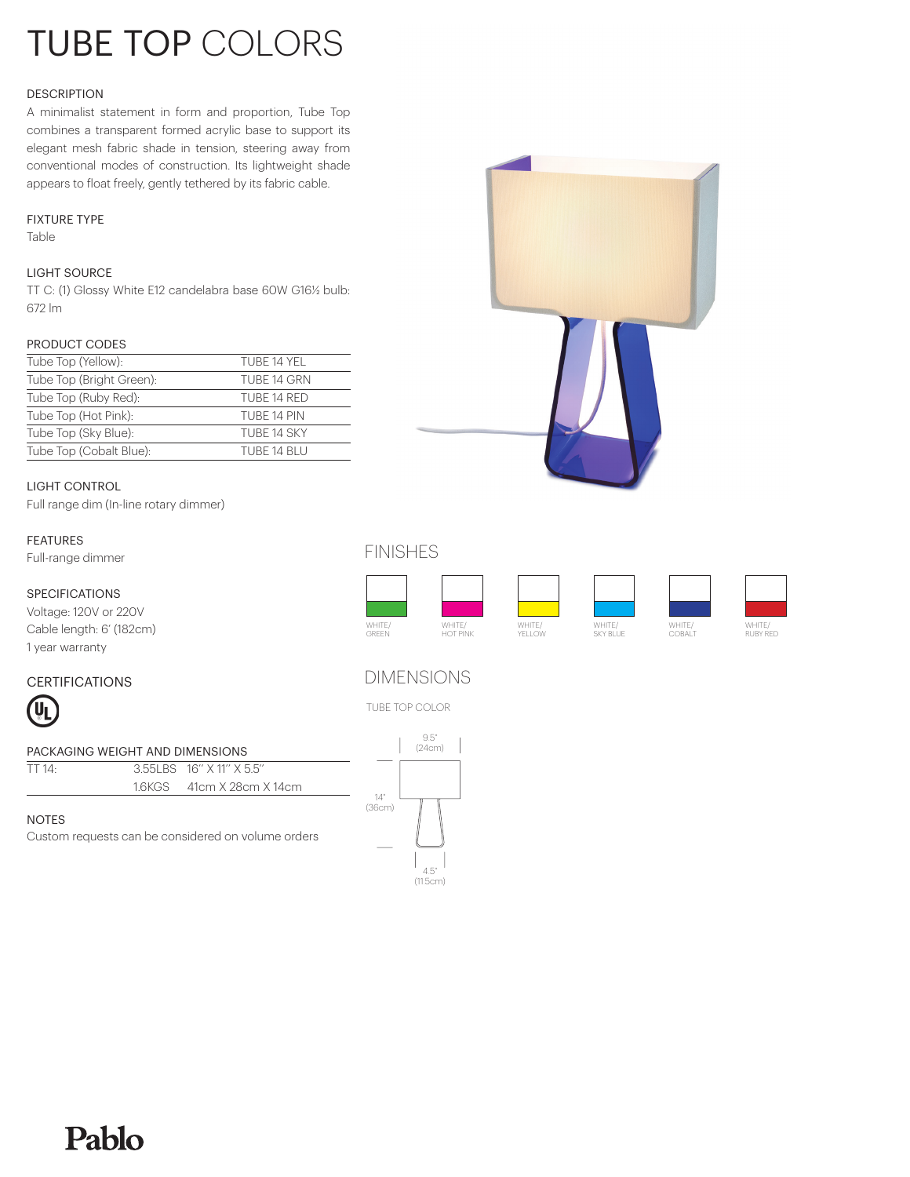# TUBE TOP COLORS

### DESCRIPTION

A minimalist statement in form and proportion, Tube Top combines a transparent formed acrylic base to support its elegant mesh fabric shade in tension, steering away from conventional modes of construction. Its lightweight shade appears to float freely, gently tethered by its fabric cable.

### FIXTURE TYPE

Table

### LIGHT SOURCE

TT C: (1) Glossy White E12 candelabra base 60W G16½ bulb: 672 lm

### PRODUCT CODES

| | |
|---|---|
| Tube Top (Yellow): | TUBE 14 YEL |
| Tube Top (Bright Green): | TUBE 14 GRN |
| Tube Top (Ruby Red): | TUBE 14 RED |
| Tube Top (Hot Pink): | TUBE 14 PIN |
| Tube Top (Sky Blue): | TUBE 14 SKY |
| Tube Top (Cobalt Blue): | TUBE 14 BLU |

### LIGHT CONTROL

Full range dim (In-line rotary dimmer)

### FEATURES

Full-range dimmer

### SPECIFICATIONS

Voltage: 120V or 220V
Cable length: 6' (182cm)
1 year warranty

### CERTIFICATIONS

### PACKAGING WEIGHT AND DIMENSIONS

| | | |
|---|---|---|
| TT 14: | 3.55LBS | 16" X 11" X 5.5" |
| | 1.6KGS | 41cm X 28cm X 14cm |

### NOTES

Custom requests can be considered on volume orders

## FINISHES

WHITE/ GREEN — WHITE/ HOT PINK — WHITE/ YELLOW — WHITE/ SKY BLUE — WHITE/ COBALT — WHITE/ RUBY RED

## DIMENSIONS

TUBE TOP COLOR

9.5" (24cm)

14" (36cm)

4.5" (11.5cm)

Pablo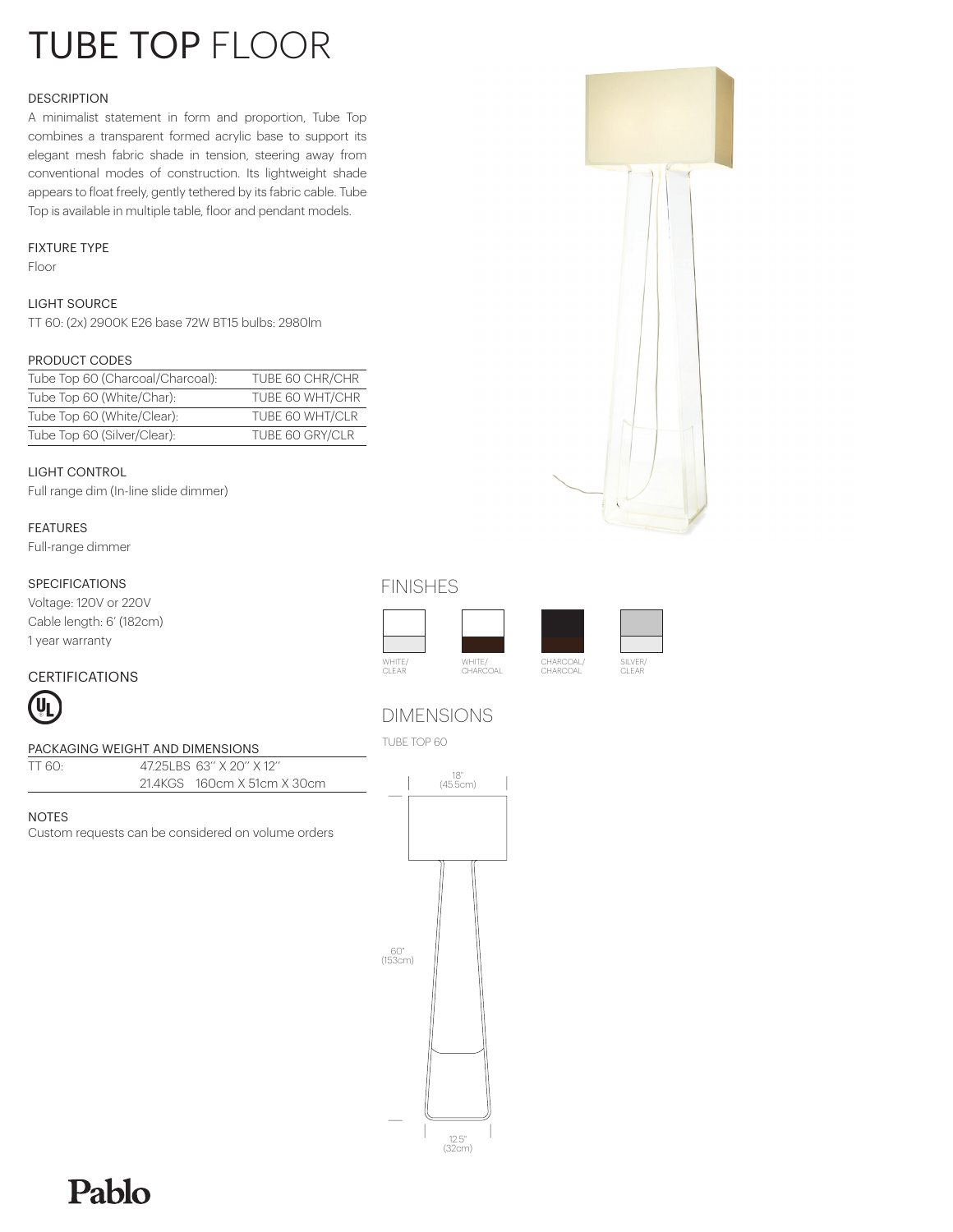# TUBE TOP FLOOR

### DESCRIPTION

A minimalist statement in form and proportion, Tube Top combines a transparent formed acrylic base to support its elegant mesh fabric shade in tension, steering away from conventional modes of construction. Its lightweight shade appears to float freely, gently tethered by its fabric cable. Tube Top is available in multiple table, floor and pendant models.

### FIXTURE TYPE

Floor

### LIGHT SOURCE

TT 60: (2x) 2900K E26 base 72W BT15 bulbs: 2980lm

### PRODUCT CODES

| | |
|---|---|
| Tube Top 60 (Charcoal/Charcoal): | TUBE 60 CHR/CHR |
| Tube Top 60 (White/Char): | TUBE 60 WHT/CHR |
| Tube Top 60 (White/Clear): | TUBE 60 WHT/CLR |
| Tube Top 60 (Silver/Clear): | TUBE 60 GRY/CLR |

### LIGHT CONTROL

Full range dim (In-line slide dimmer)

### FEATURES

Full-range dimmer

### SPECIFICATIONS

Voltage: 120V or 220V
Cable length: 6' (182cm)
1 year warranty

### CERTIFICATIONS

### PACKAGING WEIGHT AND DIMENSIONS

| | | |
|---|---|---|
| TT 60: | 47.25LBS | 63" X 20" X 12" |
| | 21.4KGS | 160cm X 51cm X 30cm |

### NOTES

Custom requests can be considered on volume orders

## FINISHES

WHITE/ CLEAR
WHITE/ CHARCOAL
CHARCOAL/ CHARCOAL
SILVER/ CLEAR

## DIMENSIONS

TUBE TOP 60

18" (45.5cm)
60" (153cm)
12.5" (32cm)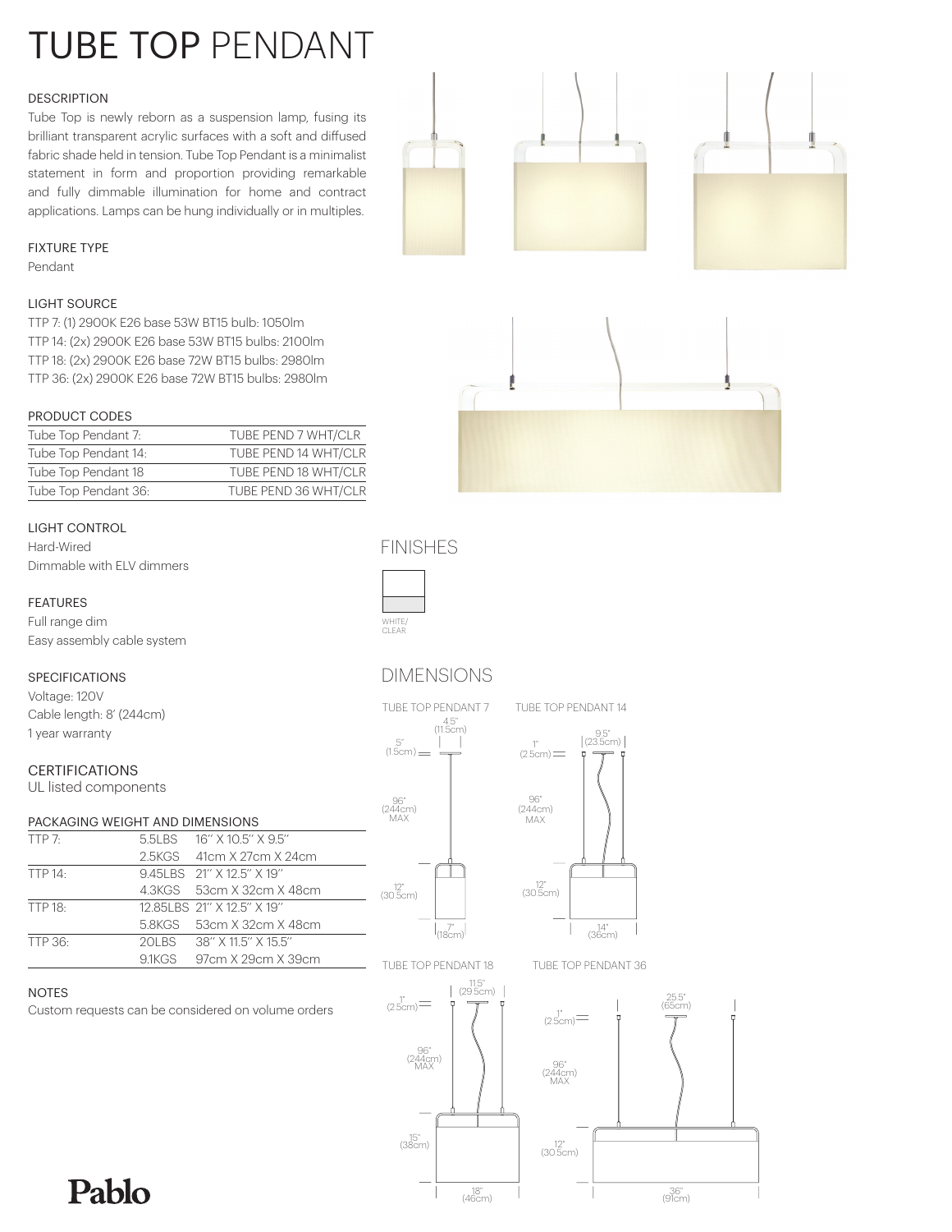# TUBE TOP PENDANT

## DESCRIPTION

Tube Top is newly reborn as a suspension lamp, fusing its brilliant transparent acrylic surfaces with a soft and diffused fabric shade held in tension. Tube Top Pendant is a minimalist statement in form and proportion providing remarkable and fully dimmable illumination for home and contract applications. Lamps can be hung individually or in multiples.

## FIXTURE TYPE

Pendant

## LIGHT SOURCE

TTP 7: (1) 2900K E26 base 53W BT15 bulb: 1050lm
TTP 14: (2x) 2900K E26 base 53W BT15 bulbs: 2100lm
TTP 18: (2x) 2900K E26 base 72W BT15 bulbs: 2980lm
TTP 36: (2x) 2900K E26 base 72W BT15 bulbs: 2980lm

## PRODUCT CODES

| | |
|---|---|
| Tube Top Pendant 7: | TUBE PEND 7 WHT/CLR |
| Tube Top Pendant 14: | TUBE PEND 14 WHT/CLR |
| Tube Top Pendant 18 | TUBE PEND 18 WHT/CLR |
| Tube Top Pendant 36: | TUBE PEND 36 WHT/CLR |

## LIGHT CONTROL

Hard-Wired
Dimmable with ELV dimmers

## FEATURES

Full range dim
Easy assembly cable system

## SPECIFICATIONS

Voltage: 120V
Cable length: 8' (244cm)
1 year warranty

## CERTIFICATIONS

UL listed components

## PACKAGING WEIGHT AND DIMENSIONS

| | | |
|---|---|---|
| TTP 7: | 5.5LBS | 16" X 10.5" X 9.5" |
| | 2.5KGS | 41cm X 27cm X 24cm |
| TTP 14: | 9.45LBS | 21" X 12.5" X 19" |
| | 4.3KGS | 53cm X 32cm X 48cm |
| TTP 18: | 12.85LBS | 21" X 12.5" X 19" |
| | 5.8KGS | 53cm X 32cm X 48cm |
| TTP 36: | 20LBS | 38" X 11.5" X 15.5" |
| | 9.1KGS | 97cm X 29cm X 39cm |

## NOTES

Custom requests can be considered on volume orders

## FINISHES

WHITE/
CLEAR

## DIMENSIONS

TUBE TOP PENDANT 7
4.5" (11.5cm)
.5" (1.5cm)
96" (244cm) MAX
12" (30.5cm)
7" (18cm)

TUBE TOP PENDANT 14
9.5" (23.5cm)
1" (2.5cm)
96" (244cm) MAX
12" (30.5cm)
14" (36cm)

TUBE TOP PENDANT 18
11.5" (29.5cm)
1" (2.5cm)
96" (244cm) MAX
15" (38cm)
18" (46cm)

TUBE TOP PENDANT 36
25.5" (65cm)
1" (2.5cm)
96" (244cm) MAX
12" (30.5cm)
36" (91cm)

Pablo